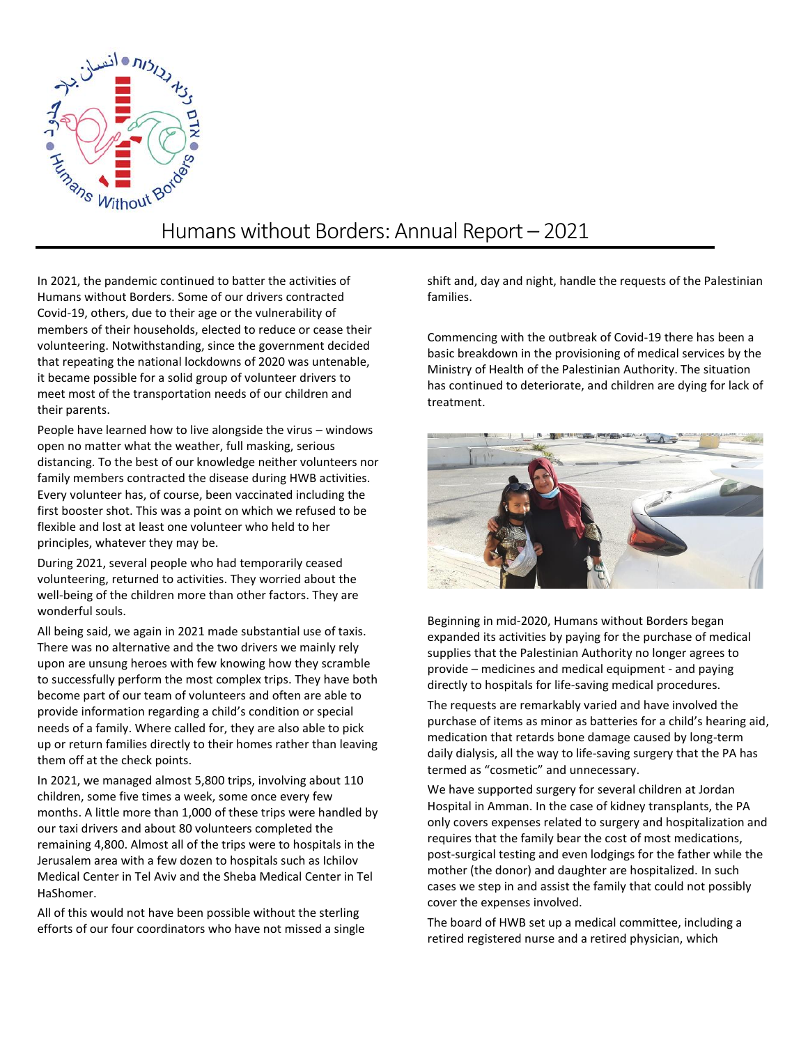# Humans without Borders: Annual Report – 2021

In 2021, the pandemic continued to batter the activities of Humans without Borders. Some of our drivers contracted Covid-19, others, due to their age or the vulnerability of members of their households, elected to reduce or cease their volunteering. Notwithstanding, since the government decided that repeating the national lockdowns of 2020 was untenable, it became possible for a solid group of volunteer drivers to meet most of the transportation needs of our children and their parents.

People have learned how to live alongside the virus – windows open no matter what the weather, full masking, serious distancing. To the best of our knowledge neither volunteers nor family members contracted the disease during HWB activities. Every volunteer has, of course, been vaccinated including the first booster shot. This was a point on which we refused to be flexible and lost at least one volunteer who held to her principles, whatever they may be.

During 2021, several people who had temporarily ceased volunteering, returned to activities. They worried about the well-being of the children more than other factors. They are wonderful souls.

All being said, we again in 2021 made substantial use of taxis. There was no alternative and the two drivers we mainly rely upon are unsung heroes with few knowing how they scramble to successfully perform the most complex trips. They have both become part of our team of volunteers and often are able to provide information regarding a child's condition or special needs of a family. Where called for, they are also able to pick up or return families directly to their homes rather than leaving them off at the check points.

In 2021, we managed almost 5,800 trips, involving about 110 children, some five times a week, some once every few months. A little more than 1,000 of these trips were handled by our taxi drivers and about 80 volunteers completed the remaining 4,800. Almost all of the trips were to hospitals in the Jerusalem area with a few dozen to hospitals such as Ichilov Medical Center in Tel Aviv and the Sheba Medical Center in Tel HaShomer.

All of this would not have been possible without the sterling efforts of our four coordinators who have not missed a single shift and, day and night, handle the requests of the Palestinian families.

Commencing with the outbreak of Covid-19 there has been a basic breakdown in the provisioning of medical services by the Ministry of Health of the Palestinian Authority. The situation has continued to deteriorate, and children are dying for lack of treatment.

Beginning in mid-2020, Humans without Borders began expanded its activities by paying for the purchase of medical supplies that the Palestinian Authority no longer agrees to provide – medicines and medical equipment - and paying directly to hospitals for life-saving medical procedures.

The requests are remarkably varied and have involved the purchase of items as minor as batteries for a child's hearing aid, medication that retards bone damage caused by long-term daily dialysis, all the way to life-saving surgery that the PA has termed as "cosmetic" and unnecessary.

We have supported surgery for several children at Jordan Hospital in Amman. In the case of kidney transplants, the PA only covers expenses related to surgery and hospitalization and requires that the family bear the cost of most medications, post-surgical testing and even lodgings for the father while the mother (the donor) and daughter are hospitalized. In such cases we step in and assist the family that could not possibly cover the expenses involved.

The board of HWB set up a medical committee, including a retired registered nurse and a retired physician, which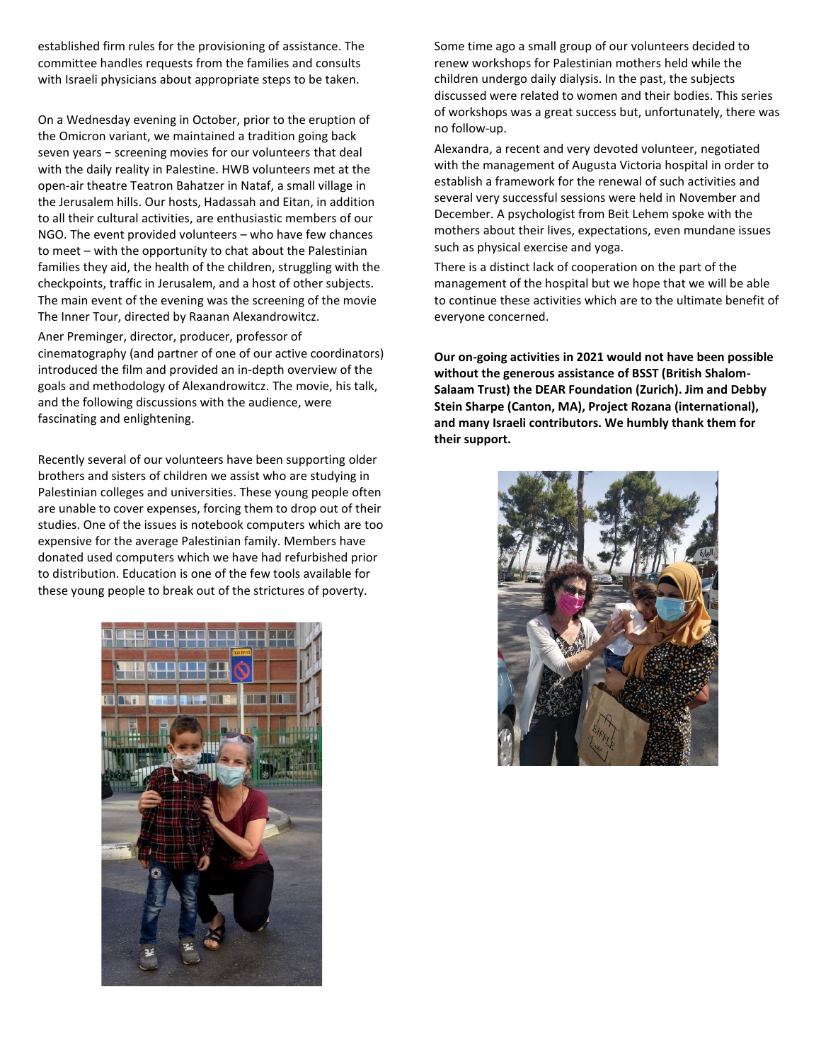established firm rules for the provisioning of assistance. The committee handles requests from the families and consults with Israeli physicians about appropriate steps to be taken.

On a Wednesday evening in October, prior to the eruption of the Omicron variant, we maintained a tradition going back seven years – screening movies for our volunteers that deal with the daily reality in Palestine. HWB volunteers met at the open-air theatre Teatron Bahatzer in Nataf, a small village in the Jerusalem hills. Our hosts, Hadassah and Eitan, in addition to all their cultural activities, are enthusiastic members of our NGO. The event provided volunteers – who have few chances to meet – with the opportunity to chat about the Palestinian families they aid, the health of the children, struggling with the checkpoints, traffic in Jerusalem, and a host of other subjects. The main event of the evening was the screening of the movie The Inner Tour, directed by Raanan Alexandrowitcz.

Aner Preminger, director, producer, professor of cinematography (and partner of one of our active coordinators) introduced the film and provided an in-depth overview of the goals and methodology of Alexandrowitcz. The movie, his talk, and the following discussions with the audience, were fascinating and enlightening.

Recently several of our volunteers have been supporting older brothers and sisters of children we assist who are studying in Palestinian colleges and universities. These young people often are unable to cover expenses, forcing them to drop out of their studies. One of the issues is notebook computers which are too expensive for the average Palestinian family. Members have donated used computers which we have had refurbished prior to distribution. Education is one of the few tools available for these young people to break out of the strictures of poverty.

Some time ago a small group of our volunteers decided to renew workshops for Palestinian mothers held while the children undergo daily dialysis. In the past, the subjects discussed were related to women and their bodies. This series of workshops was a great success but, unfortunately, there was no follow-up.

Alexandra, a recent and very devoted volunteer, negotiated with the management of Augusta Victoria hospital in order to establish a framework for the renewal of such activities and several very successful sessions were held in November and December. A psychologist from Beit Lehem spoke with the mothers about their lives, expectations, even mundane issues such as physical exercise and yoga.

There is a distinct lack of cooperation on the part of the management of the hospital but we hope that we will be able to continue these activities which are to the ultimate benefit of everyone concerned.

**Our on-going activities in 2021 would not have been possible without the generous assistance of BSST (British Shalom-Salaam Trust) the DEAR Foundation (Zurich). Jim and Debby Stein Sharpe (Canton, MA), Project Rozana (international), and many Israeli contributors. We humbly thank them for their support.**